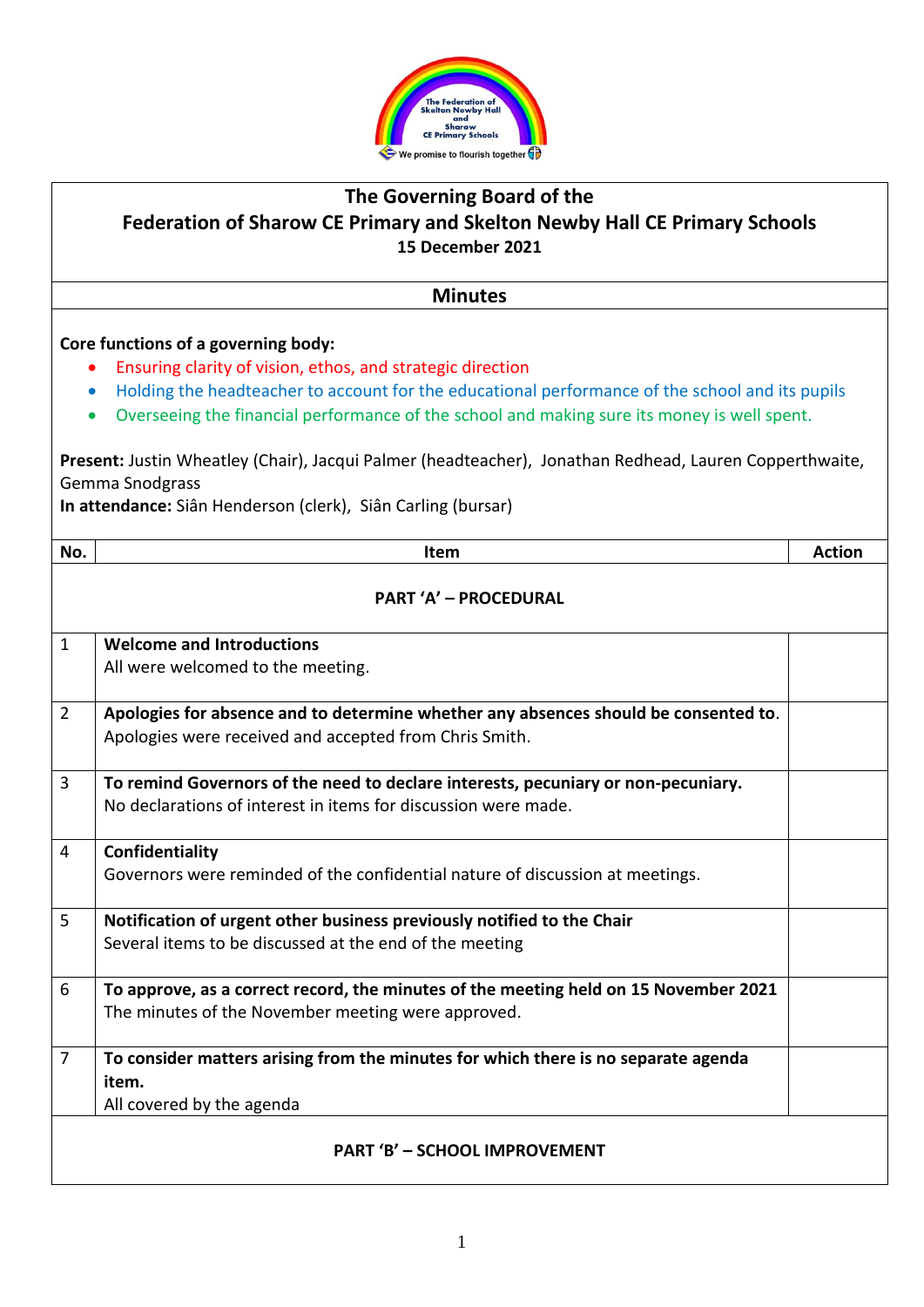# The Governing Board of the
# Federation of Sharow CE Primary and Skelton Newby Hall CE Primary Schools

**15 December 2021**

## Minutes

**Core functions of a governing body:**

- Ensuring clarity of vision, ethos, and strategic direction
- Holding the headteacher to account for the educational performance of the school and its pupils
- Overseeing the financial performance of the school and making sure its money is well spent.

**Present:** Justin Wheatley (Chair), Jacqui Palmer (headteacher), Jonathan Redhead, Lauren Copperthwaite, Gemma Snodgrass
**In attendance:** Siân Henderson (clerk), Siân Carling (bursar)

| No. | Item | Action |
|---|---|---|
| | **PART 'A' – PROCEDURAL** | |
| 1 | **Welcome and Introductions**<br>All were welcomed to the meeting. | |
| 2 | **Apologies for absence and to determine whether any absences should be consented to**.<br>Apologies were received and accepted from Chris Smith. | |
| 3 | **To remind Governors of the need to declare interests, pecuniary or non-pecuniary.**<br>No declarations of interest in items for discussion were made. | |
| 4 | **Confidentiality**<br>Governors were reminded of the confidential nature of discussion at meetings. | |
| 5 | **Notification of urgent other business previously notified to the Chair**<br>Several items to be discussed at the end of the meeting | |
| 6 | **To approve, as a correct record, the minutes of the meeting held on 15 November 2021**<br>The minutes of the November meeting were approved. | |
| 7 | **To consider matters arising from the minutes for which there is no separate agenda item.**<br>All covered by the agenda | |
| | **PART 'B' – SCHOOL IMPROVEMENT** | |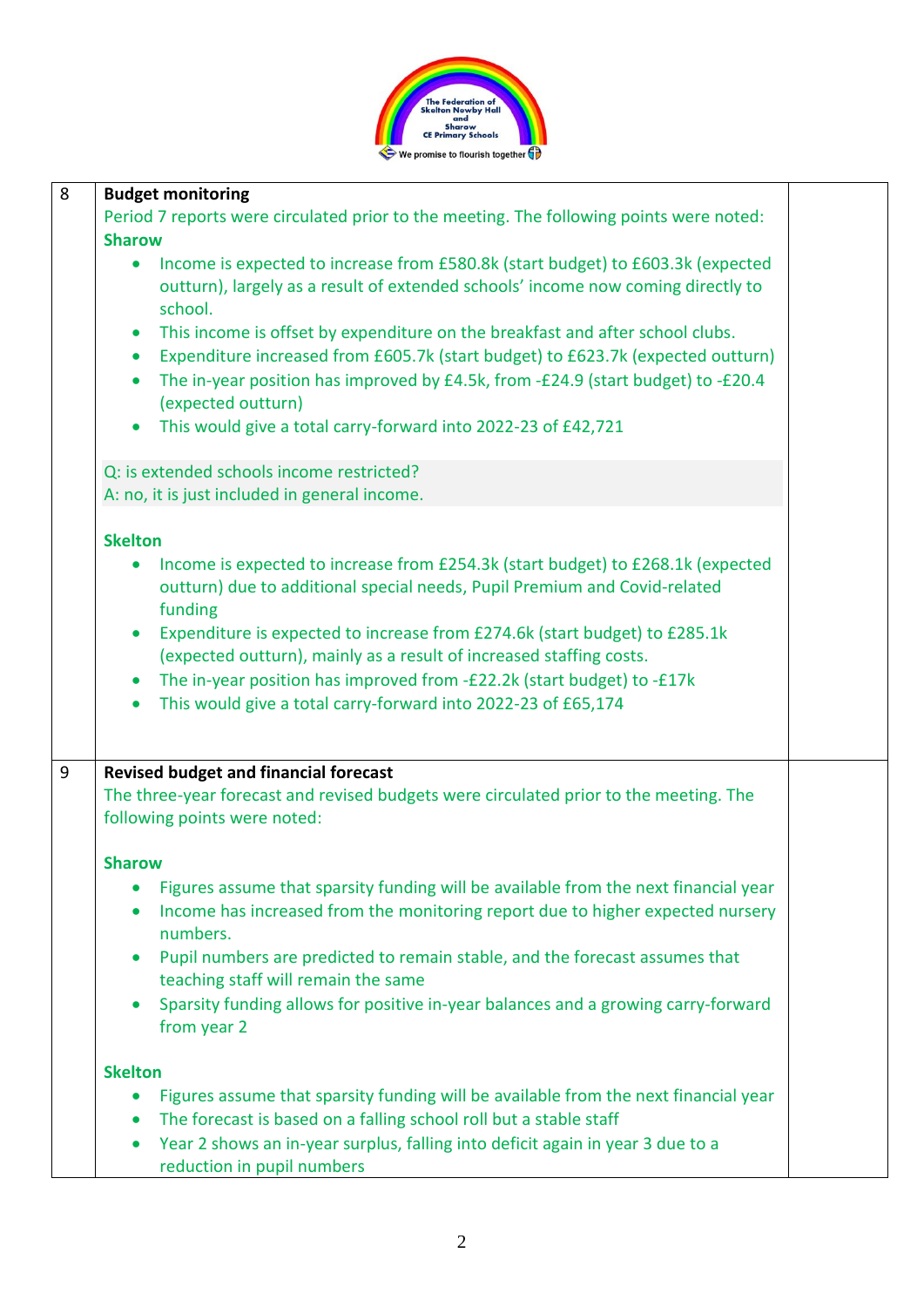| | | |
|---|---|---|
| 8 | **Budget monitoring**<br>Period 7 reports were circulated prior to the meeting. The following points were noted:<br>**Sharow**<br>• Income is expected to increase from £580.8k (start budget) to £603.3k (expected outturn), largely as a result of extended schools' income now coming directly to school.<br>• This income is offset by expenditure on the breakfast and after school clubs.<br>• Expenditure increased from £605.7k (start budget) to £623.7k (expected outturn)<br>• The in-year position has improved by £4.5k, from -£24.9 (start budget) to -£20.4 (expected outturn)<br>• This would give a total carry-forward into 2022-23 of £42,721<br><br>Q: is extended schools income restricted?<br>A: no, it is just included in general income.<br><br>**Skelton**<br>• Income is expected to increase from £254.3k (start budget) to £268.1k (expected outturn) due to additional special needs, Pupil Premium and Covid-related funding<br>• Expenditure is expected to increase from £274.6k (start budget) to £285.1k (expected outturn), mainly as a result of increased staffing costs.<br>• The in-year position has improved from -£22.2k (start budget) to -£17k<br>• This would give a total carry-forward into 2022-23 of £65,174 | |
| 9 | **Revised budget and financial forecast**<br>The three-year forecast and revised budgets were circulated prior to the meeting. The following points were noted:<br><br>**Sharow**<br>• Figures assume that sparsity funding will be available from the next financial year<br>• Income has increased from the monitoring report due to higher expected nursery numbers.<br>• Pupil numbers are predicted to remain stable, and the forecast assumes that teaching staff will remain the same<br>• Sparsity funding allows for positive in-year balances and a growing carry-forward from year 2<br><br>**Skelton**<br>• Figures assume that sparsity funding will be available from the next financial year<br>• The forecast is based on a falling school roll but a stable staff<br>• Year 2 shows an in-year surplus, falling into deficit again in year 3 due to a reduction in pupil numbers | |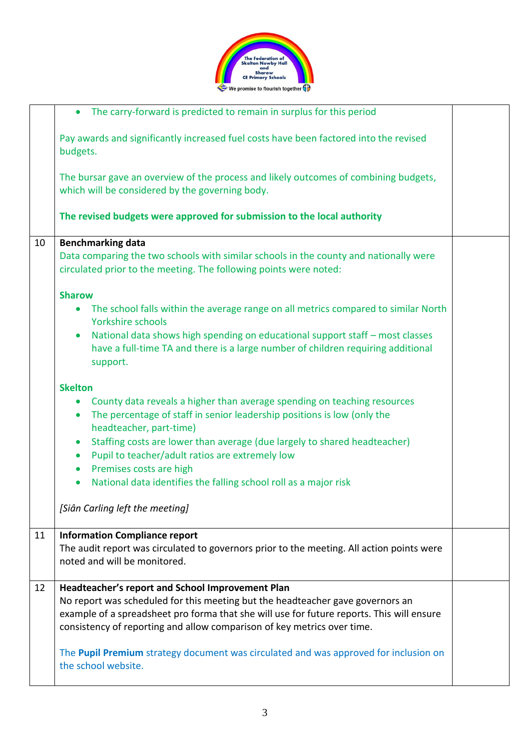| | | |
|---|---|---|
| | • The carry-forward is predicted to remain in surplus for this period<br><br>Pay awards and significantly increased fuel costs have been factored into the revised budgets.<br><br>The bursar gave an overview of the process and likely outcomes of combining budgets, which will be considered by the governing body.<br><br>**The revised budgets were approved for submission to the local authority** | |
| 10 | **Benchmarking data**<br>Data comparing the two schools with similar schools in the county and nationally were circulated prior to the meeting. The following points were noted:<br><br>**Sharow**<br>• The school falls within the average range on all metrics compared to similar North Yorkshire schools<br>• National data shows high spending on educational support staff – most classes have a full-time TA and there is a large number of children requiring additional support.<br><br>**Skelton**<br>• County data reveals a higher than average spending on teaching resources<br>• The percentage of staff in senior leadership positions is low (only the headteacher, part-time)<br>• Staffing costs are lower than average (due largely to shared headteacher)<br>• Pupil to teacher/adult ratios are extremely low<br>• Premises costs are high<br>• National data identifies the falling school roll as a major risk<br><br>*[Siân Carling left the meeting]* | |
| 11 | **Information Compliance report**<br>The audit report was circulated to governors prior to the meeting. All action points were noted and will be monitored. | |
| 12 | **Headteacher's report and School Improvement Plan**<br>No report was scheduled for this meeting but the headteacher gave governors an example of a spreadsheet pro forma that she will use for future reports. This will ensure consistency of reporting and allow comparison of key metrics over time.<br><br>The **Pupil Premium** strategy document was circulated and was approved for inclusion on the school website. | |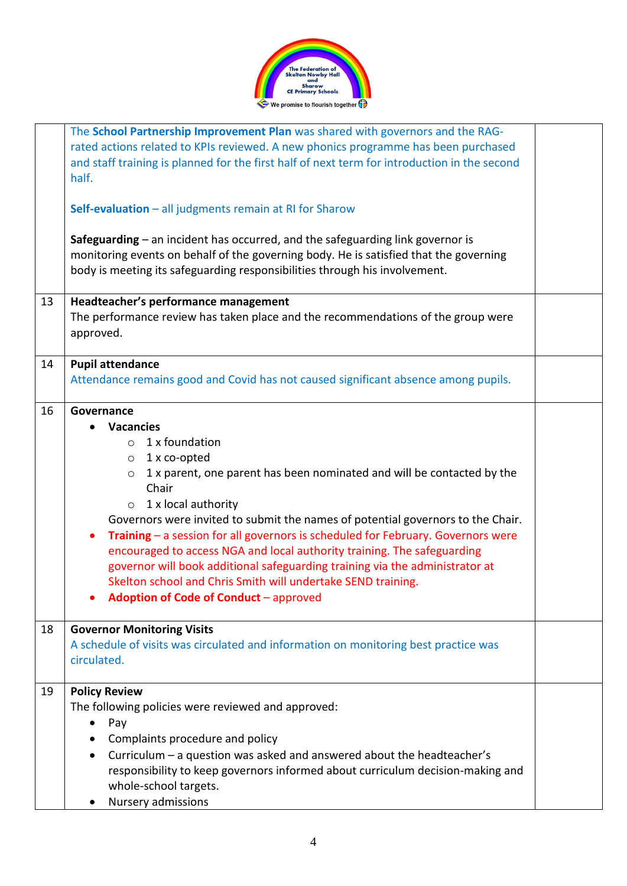| | | |
|---|---|---|
| | The **School Partnership Improvement Plan** was shared with governors and the RAG-rated actions related to KPIs reviewed. A new phonics programme has been purchased and staff training is planned for the first half of next term for introduction in the second half.<br><br>**Self-evaluation** – all judgments remain at RI for Sharow<br><br>**Safeguarding** – an incident has occurred, and the safeguarding link governor is monitoring events on behalf of the governing body. He is satisfied that the governing body is meeting its safeguarding responsibilities through his involvement. | |
| 13 | **Headteacher's performance management**<br>The performance review has taken place and the recommendations of the group were approved. | |
| 14 | **Pupil attendance**<br>Attendance remains good and Covid has not caused significant absence among pupils. | |
| 16 | **Governance**<br>• **Vacancies**<br>&nbsp;&nbsp;○ 1 x foundation<br>&nbsp;&nbsp;○ 1 x co-opted<br>&nbsp;&nbsp;○ 1 x parent, one parent has been nominated and will be contacted by the Chair<br>&nbsp;&nbsp;○ 1 x local authority<br>Governors were invited to submit the names of potential governors to the Chair.<br>• **Training** – a session for all governors is scheduled for February. Governors were encouraged to access NGA and local authority training. The safeguarding governor will book additional safeguarding training via the administrator at Skelton school and Chris Smith will undertake SEND training.<br>• **Adoption of Code of Conduct** – approved | |
| 18 | **Governor Monitoring Visits**<br>A schedule of visits was circulated and information on monitoring best practice was circulated. | |
| 19 | **Policy Review**<br>The following policies were reviewed and approved:<br>• Pay<br>• Complaints procedure and policy<br>• Curriculum – a question was asked and answered about the headteacher's responsibility to keep governors informed about curriculum decision-making and whole-school targets.<br>• Nursery admissions | |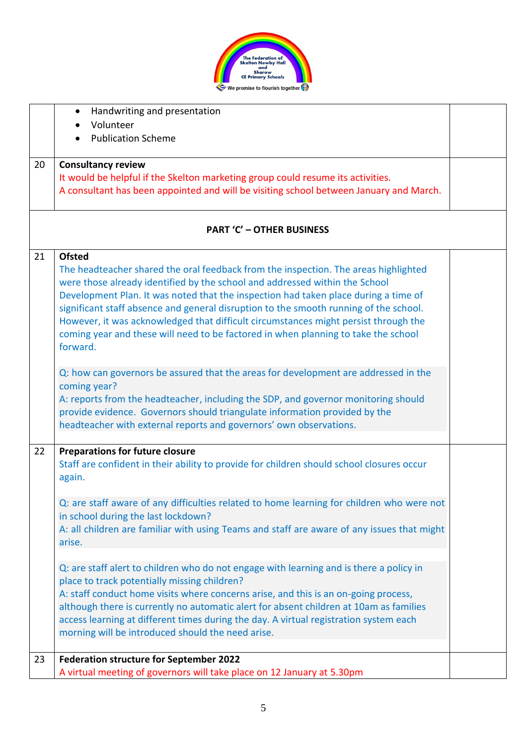| | | |
|---|---|---|
| | • Handwriting and presentation<br>• Volunteer<br>• Publication Scheme | |
| 20 | **Consultancy review**<br>It would be helpful if the Skelton marketing group could resume its activities.<br>A consultant has been appointed and will be visiting school between January and March. | |
| | **PART 'C' – OTHER BUSINESS** | |
| 21 | **Ofsted**<br>The headteacher shared the oral feedback from the inspection. The areas highlighted were those already identified by the school and addressed within the School Development Plan. It was noted that the inspection had taken place during a time of significant staff absence and general disruption to the smooth running of the school. However, it was acknowledged that difficult circumstances might persist through the coming year and these will need to be factored in when planning to take the school forward.<br><br>Q: how can governors be assured that the areas for development are addressed in the coming year?<br>A: reports from the headteacher, including the SDP, and governor monitoring should provide evidence. Governors should triangulate information provided by the headteacher with external reports and governors' own observations. | |
| 22 | **Preparations for future closure**<br>Staff are confident in their ability to provide for children should school closures occur again.<br><br>Q: are staff aware of any difficulties related to home learning for children who were not in school during the last lockdown?<br>A: all children are familiar with using Teams and staff are aware of any issues that might arise.<br><br>Q: are staff alert to children who do not engage with learning and is there a policy in place to track potentially missing children?<br>A: staff conduct home visits where concerns arise, and this is an on-going process, although there is currently no automatic alert for absent children at 10am as families access learning at different times during the day. A virtual registration system each morning will be introduced should the need arise. | |
| 23 | **Federation structure for September 2022**<br>A virtual meeting of governors will take place on 12 January at 5.30pm | |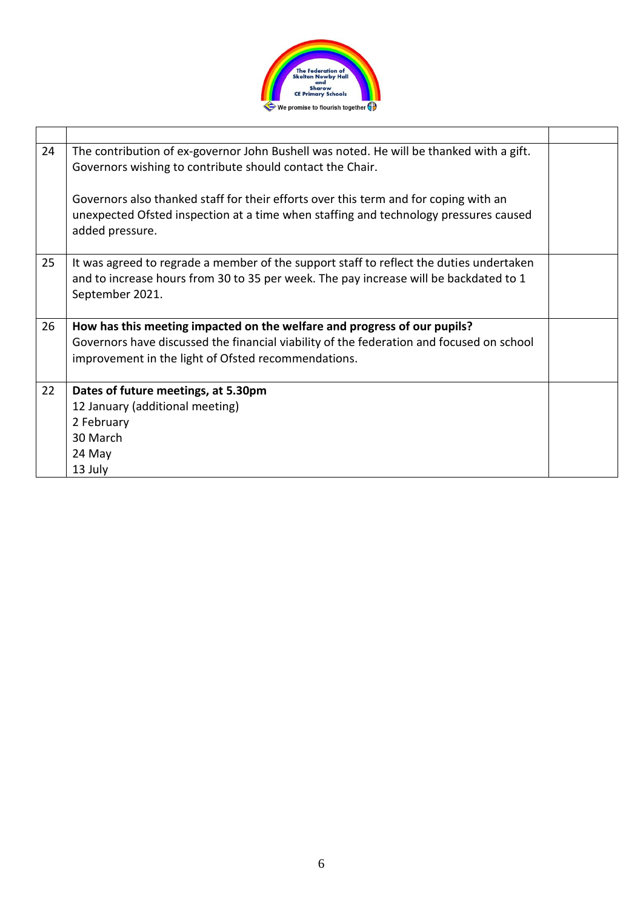| | | |
|---|---|---|
| 24 | The contribution of ex-governor John Bushell was noted. He will be thanked with a gift. Governors wishing to contribute should contact the Chair.<br><br>Governors also thanked staff for their efforts over this term and for coping with an unexpected Ofsted inspection at a time when staffing and technology pressures caused added pressure. | |
| 25 | It was agreed to regrade a member of the support staff to reflect the duties undertaken and to increase hours from 30 to 35 per week. The pay increase will be backdated to 1 September 2021. | |
| 26 | **How has this meeting impacted on the welfare and progress of our pupils?**<br>Governors have discussed the financial viability of the federation and focused on school improvement in the light of Ofsted recommendations. | |
| 22 | **Dates of future meetings, at 5.30pm**<br>12 January (additional meeting)<br>2 February<br>30 March<br>24 May<br>13 July | |